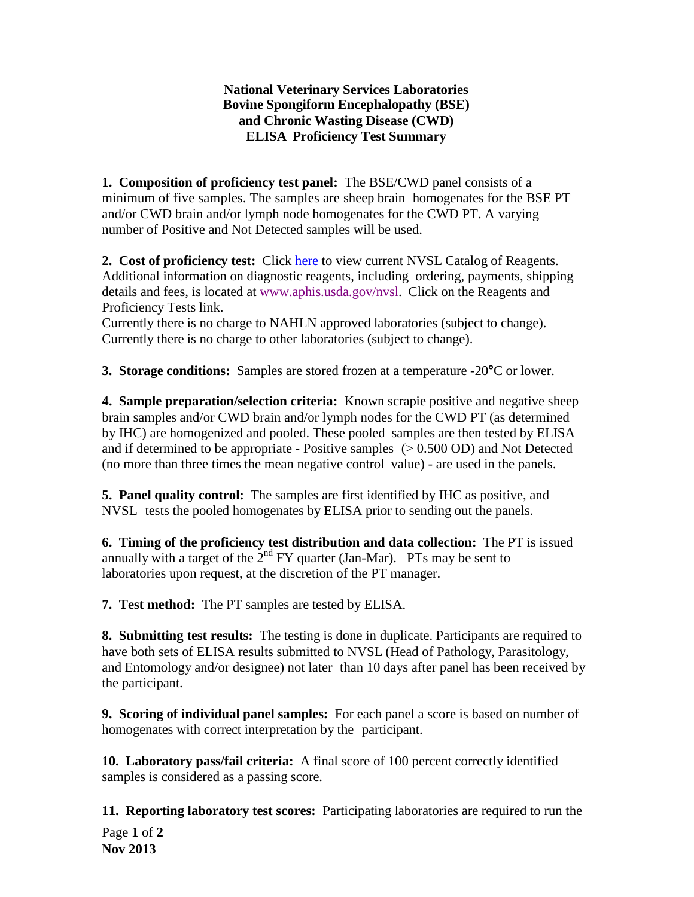**National Veterinary Services Laboratories**
**Bovine Spongiform Encephalopathy (BSE)**
**and Chronic Wasting Disease (CWD)**
**ELISA Proficiency Test Summary**

**1. Composition of proficiency test panel:** The BSE/CWD panel consists of a minimum of five samples. The samples are sheep brain homogenates for the BSE PT and/or CWD brain and/or lymph node homogenates for the CWD PT. A varying number of Positive and Not Detected samples will be used.

**2. Cost of proficiency test:** Click here to view current NVSL Catalog of Reagents. Additional information on diagnostic reagents, including ordering, payments, shipping details and fees, is located at www.aphis.usda.gov/nvsl. Click on the Reagents and Proficiency Tests link.
Currently there is no charge to NAHLN approved laboratories (subject to change).
Currently there is no charge to other laboratories (subject to change).

**3. Storage conditions:** Samples are stored frozen at a temperature -20°C or lower.

**4. Sample preparation/selection criteria:** Known scrapie positive and negative sheep brain samples and/or CWD brain and/or lymph nodes for the CWD PT (as determined by IHC) are homogenized and pooled. These pooled samples are then tested by ELISA and if determined to be appropriate - Positive samples (> 0.500 OD) and Not Detected (no more than three times the mean negative control value) - are used in the panels.

**5. Panel quality control:** The samples are first identified by IHC as positive, and NVSL tests the pooled homogenates by ELISA prior to sending out the panels.

**6. Timing of the proficiency test distribution and data collection:** The PT is issued annually with a target of the 2nd FY quarter (Jan-Mar). PTs may be sent to laboratories upon request, at the discretion of the PT manager.

**7. Test method:** The PT samples are tested by ELISA.

**8. Submitting test results:** The testing is done in duplicate. Participants are required to have both sets of ELISA results submitted to NVSL (Head of Pathology, Parasitology, and Entomology and/or designee) not later than 10 days after panel has been received by the participant.

**9. Scoring of individual panel samples:** For each panel a score is based on number of homogenates with correct interpretation by the participant.

**10. Laboratory pass/fail criteria:** A final score of 100 percent correctly identified samples is considered as a passing score.

**11. Reporting laboratory test scores:** Participating laboratories are required to run the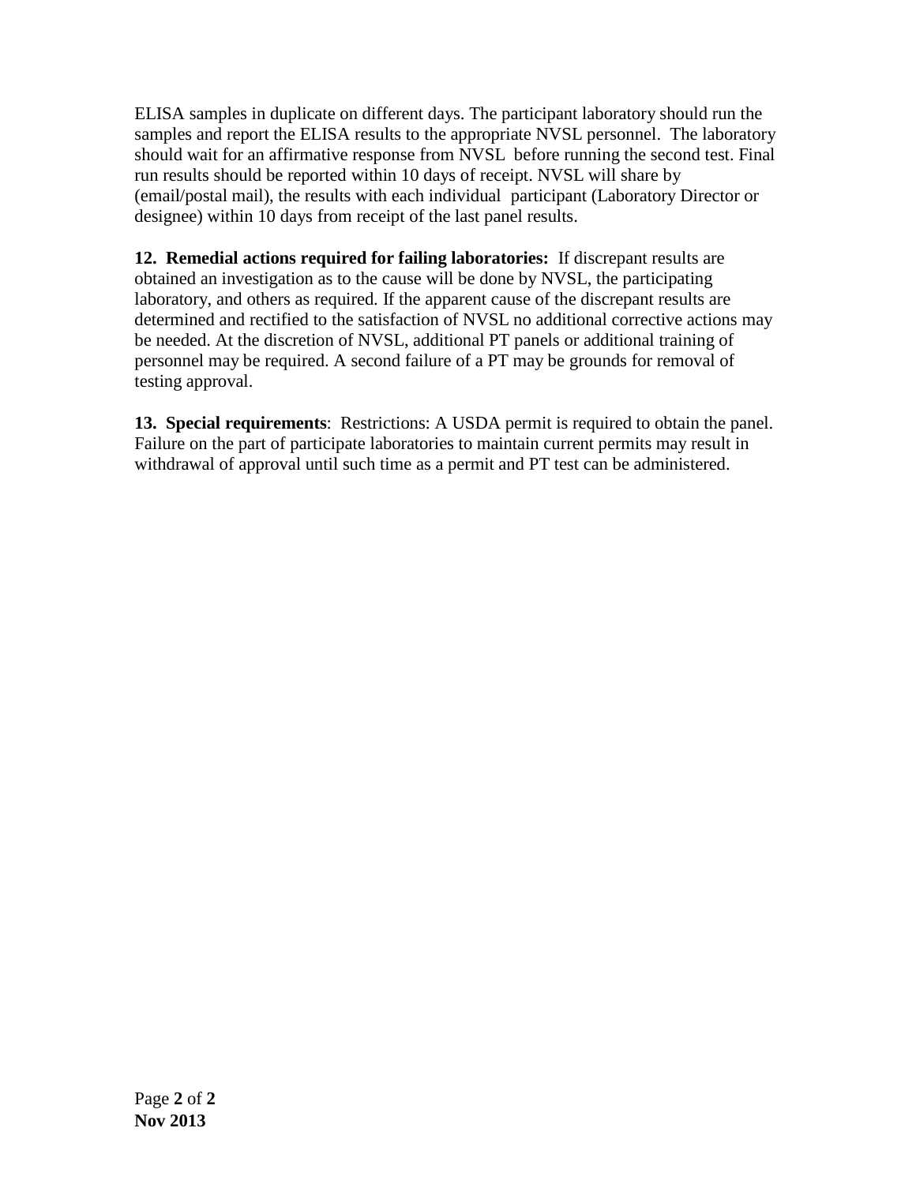ELISA samples in duplicate on different days. The participant laboratory should run the samples and report the ELISA results to the appropriate NVSL personnel. The laboratory should wait for an affirmative response from NVSL before running the second test. Final run results should be reported within 10 days of receipt. NVSL will share by (email/postal mail), the results with each individual participant (Laboratory Director or designee) within 10 days from receipt of the last panel results.

**12. Remedial actions required for failing laboratories:** If discrepant results are obtained an investigation as to the cause will be done by NVSL, the participating laboratory, and others as required. If the apparent cause of the discrepant results are determined and rectified to the satisfaction of NVSL no additional corrective actions may be needed. At the discretion of NVSL, additional PT panels or additional training of personnel may be required. A second failure of a PT may be grounds for removal of testing approval.

**13. Special requirements**: Restrictions: A USDA permit is required to obtain the panel. Failure on the part of participate laboratories to maintain current permits may result in withdrawal of approval until such time as a permit and PT test can be administered.